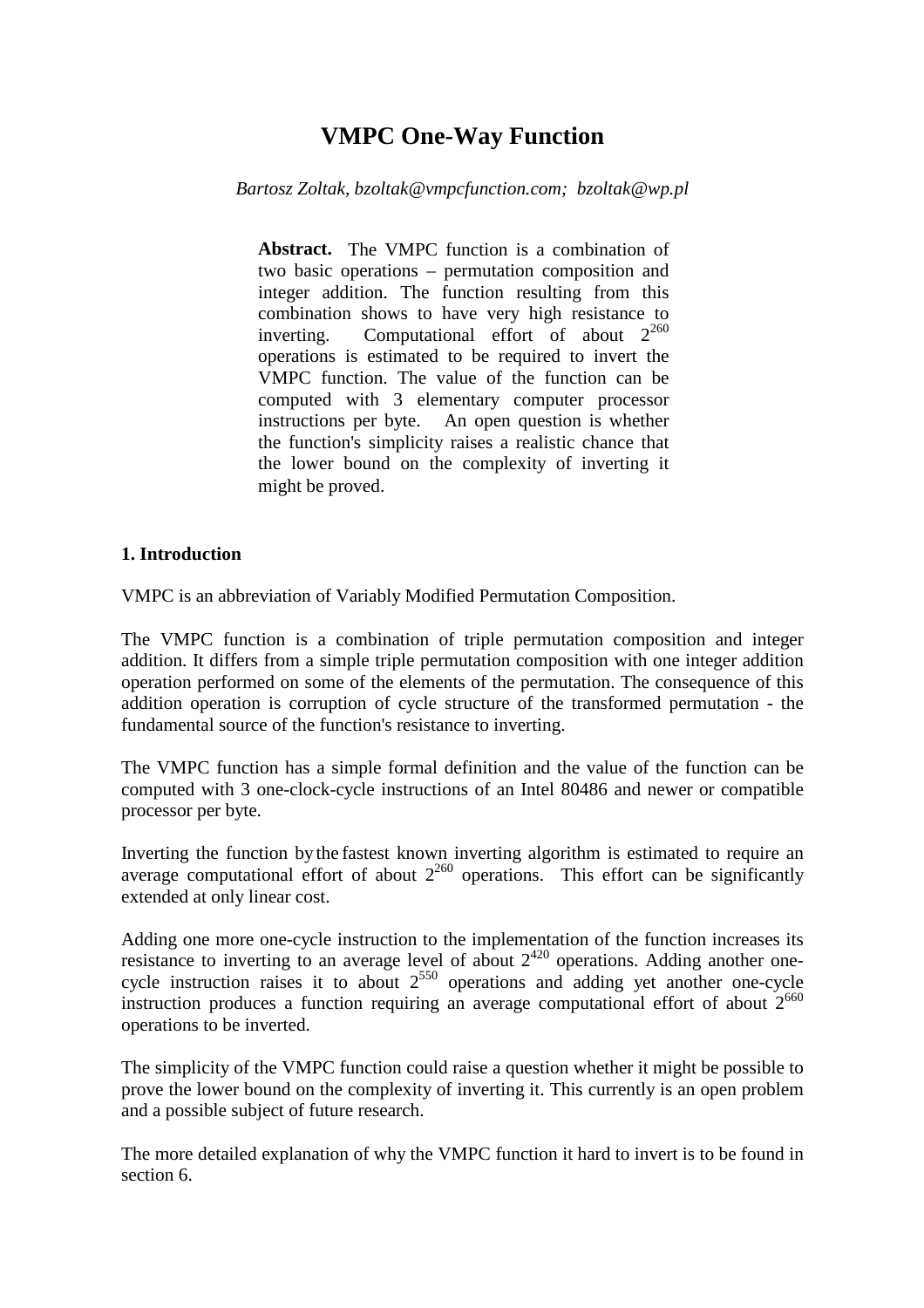# VMPC One-Way Function

*Bartosz Zoltak, bzoltak@vmpcfunction.com; bzoltak@wp.pl*

**Abstract.** The VMPC function is a combination of two basic operations – permutation composition and integer addition. The function resulting from this combination shows to have very high resistance to inverting. Computational effort of about $2^{260}$ operations is estimated to be required to invert the VMPC function. The value of the function can be computed with 3 elementary computer processor instructions per byte. An open question is whether the function's simplicity raises a realistic chance that the lower bound on the complexity of inverting it might be proved.

### 1. Introduction

VMPC is an abbreviation of Variably Modified Permutation Composition.

The VMPC function is a combination of triple permutation composition and integer addition. It differs from a simple triple permutation composition with one integer addition operation performed on some of the elements of the permutation. The consequence of this addition operation is corruption of cycle structure of the transformed permutation - the fundamental source of the function's resistance to inverting.

The VMPC function has a simple formal definition and the value of the function can be computed with 3 one-clock-cycle instructions of an Intel 80486 and newer or compatible processor per byte.

Inverting the function by the fastest known inverting algorithm is estimated to require an average computational effort of about $2^{260}$ operations. This effort can be significantly extended at only linear cost.

Adding one more one-cycle instruction to the implementation of the function increases its resistance to inverting to an average level of about $2^{420}$ operations. Adding another one-cycle instruction raises it to about $2^{550}$ operations and adding yet another one-cycle instruction produces a function requiring an average computational effort of about $2^{660}$ operations to be inverted.

The simplicity of the VMPC function could raise a question whether it might be possible to prove the lower bound on the complexity of inverting it. This currently is an open problem and a possible subject of future research.

The more detailed explanation of why the VMPC function it hard to invert is to be found in section 6.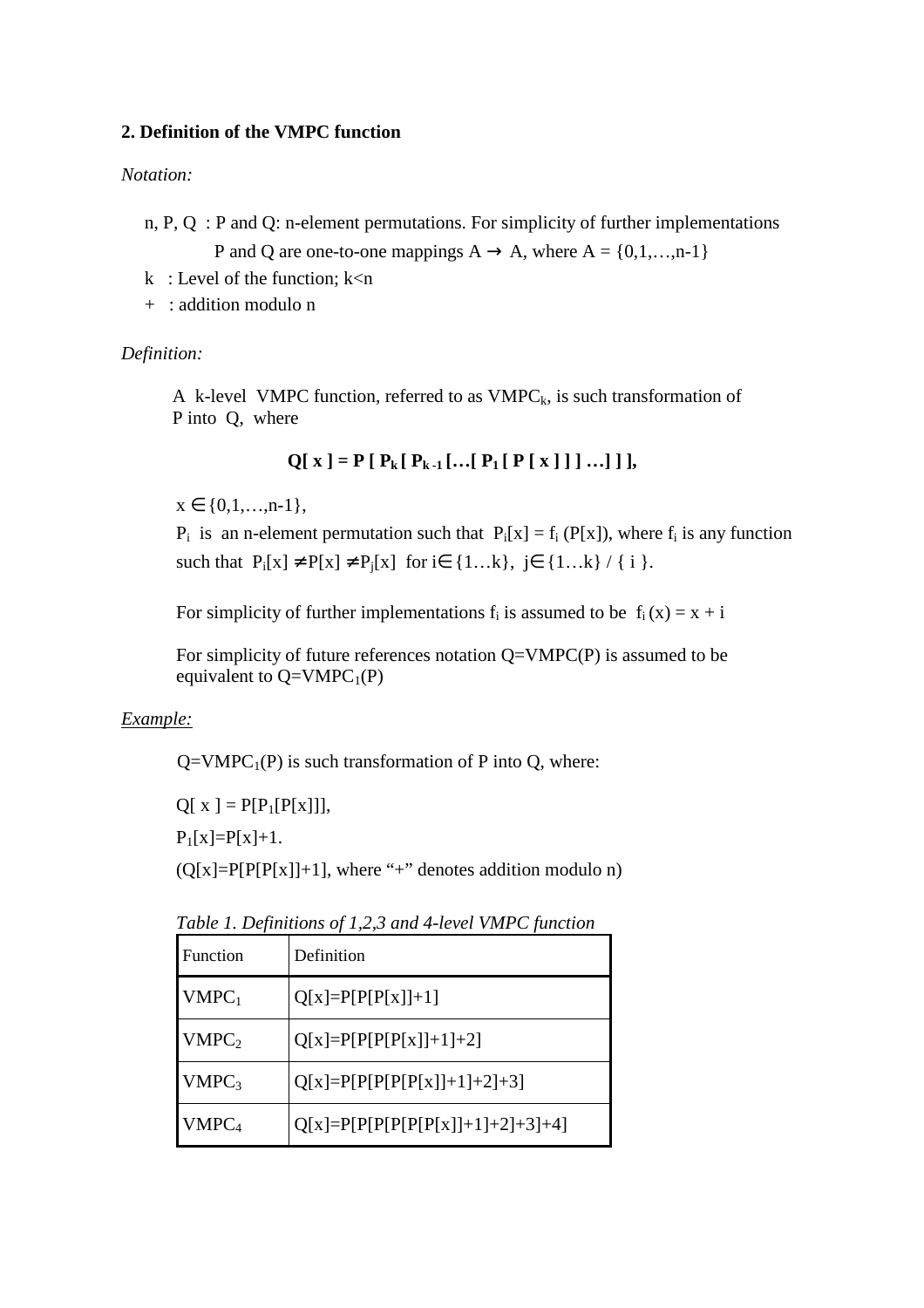## 2. Definition of the VMPC function

*Notation:*

n, P, Q : P and Q: n-element permutations. For simplicity of further implementations P and Q are one-to-one mappings $A \rightarrow A$, where $A = \{0,1,\ldots,n-1\}$

k : Level of the function; $k<n$

+ : addition modulo n

*Definition:*

A k-level VMPC function, referred to as $VMPC_k$, is such transformation of P into Q, where

$$\mathbf{Q[\,x\,] = P\,[\,P_k\,[\,P_{k-1}\,[\ldots[\,P_1\,[\,P\,[\,x\,]\,]\,]\ldots]\,]\,]},$$

$x \in \{0,1,\ldots,n-1\}$,

$P_i$ is an n-element permutation such that $P_i[x] = f_i\,(P[x])$, where $f_i$ is any function such that $P_i[x] \neq P[x] \neq P_j[x]$ for $i \in \{1\ldots k\}$, $j \in \{1\ldots k\} / \{\,i\,\}$.

For simplicity of further implementations $f_i$ is assumed to be $f_i\,(x) = x + i$

For simplicity of future references notation Q=VMPC(P) is assumed to be equivalent to $Q=VMPC_1(P)$

<u>*Example:*</u>

$Q=VMPC_1(P)$ is such transformation of P into Q, where:

$Q[\,x\,] = P[P_1[P[x]]]$,

$P_1[x]=P[x]+1$.

($Q[x]=P[P[P[x]]+1]$, where "+" denotes addition modulo n)

*Table 1. Definitions of 1,2,3 and 4-level VMPC function*

| Function | Definition |
|---|---|
| $VMPC_1$ | Q[x]=P[P[P[x]]+1] |
| $VMPC_2$ | Q[x]=P[P[P[P[x]]+1]+2] |
| $VMPC_3$ | Q[x]=P[P[P[P[P[x]]+1]+2]+3] |
| $VMPC_4$ | Q[x]=P[P[P[P[P[P[x]]+1]+2]+3]+4] |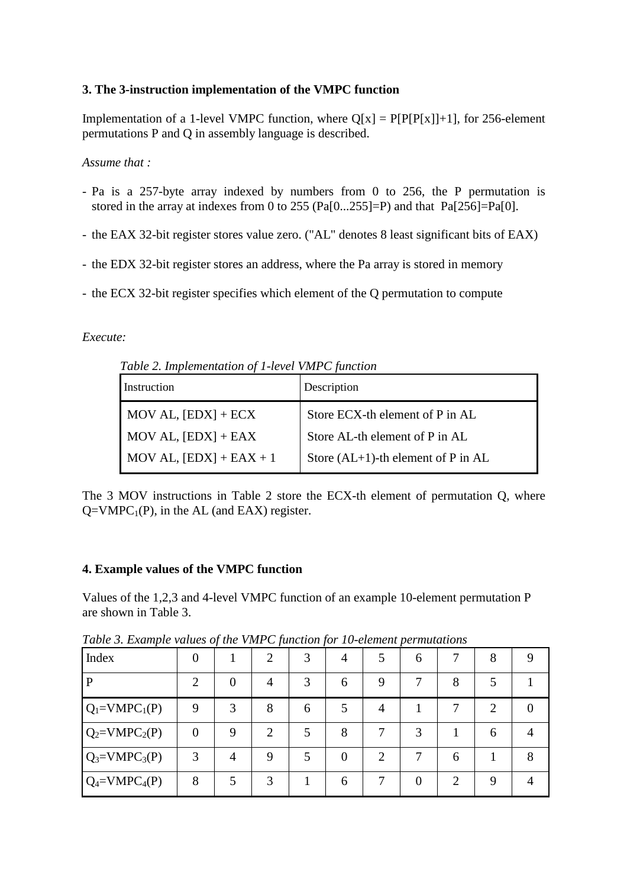### 3. The 3-instruction implementation of the VMPC function

Implementation of a 1-level VMPC function, where $Q[x] = P[P[P[x]]+1]$, for 256-element permutations P and Q in assembly language is described.

*Assume that :*

- Pa is a 257-byte array indexed by numbers from 0 to 256, the P permutation is stored in the array at indexes from 0 to 255 (Pa[0...255]=P) and that Pa[256]=Pa[0].
- the EAX 32-bit register stores value zero. ("AL" denotes 8 least significant bits of EAX)
- the EDX 32-bit register stores an address, where the Pa array is stored in memory
- the ECX 32-bit register specifies which element of the Q permutation to compute

*Execute:*

*Table 2. Implementation of 1-level VMPC function*

| Instruction | Description |
|---|---|
| MOV AL, [EDX] + ECX | Store ECX-th element of P in AL |
| MOV AL, [EDX] + EAX | Store AL-th element of P in AL |
| MOV AL, [EDX] + EAX + 1 | Store (AL+1)-th element of P in AL |

The 3 MOV instructions in Table 2 store the ECX-th element of permutation Q, where $Q=VMPC_1(P)$, in the AL (and EAX) register.

### 4. Example values of the VMPC function

Values of the 1,2,3 and 4-level VMPC function of an example 10-element permutation P are shown in Table 3.

*Table 3. Example values of the VMPC function for 10-element permutations*

| Index | 0 | 1 | 2 | 3 | 4 | 5 | 6 | 7 | 8 | 9 |
|---|---|---|---|---|---|---|---|---|---|---|
| P | 2 | 0 | 4 | 3 | 6 | 9 | 7 | 8 | 5 | 1 |
| $Q_1=VMPC_1(P)$ | 9 | 3 | 8 | 6 | 5 | 4 | 1 | 7 | 2 | 0 |
| $Q_2=VMPC_2(P)$ | 0 | 9 | 2 | 5 | 8 | 7 | 3 | 1 | 6 | 4 |
| $Q_3=VMPC_3(P)$ | 3 | 4 | 9 | 5 | 0 | 2 | 7 | 6 | 1 | 8 |
| $Q_4=VMPC_4(P)$ | 8 | 5 | 3 | 1 | 6 | 7 | 0 | 2 | 9 | 4 |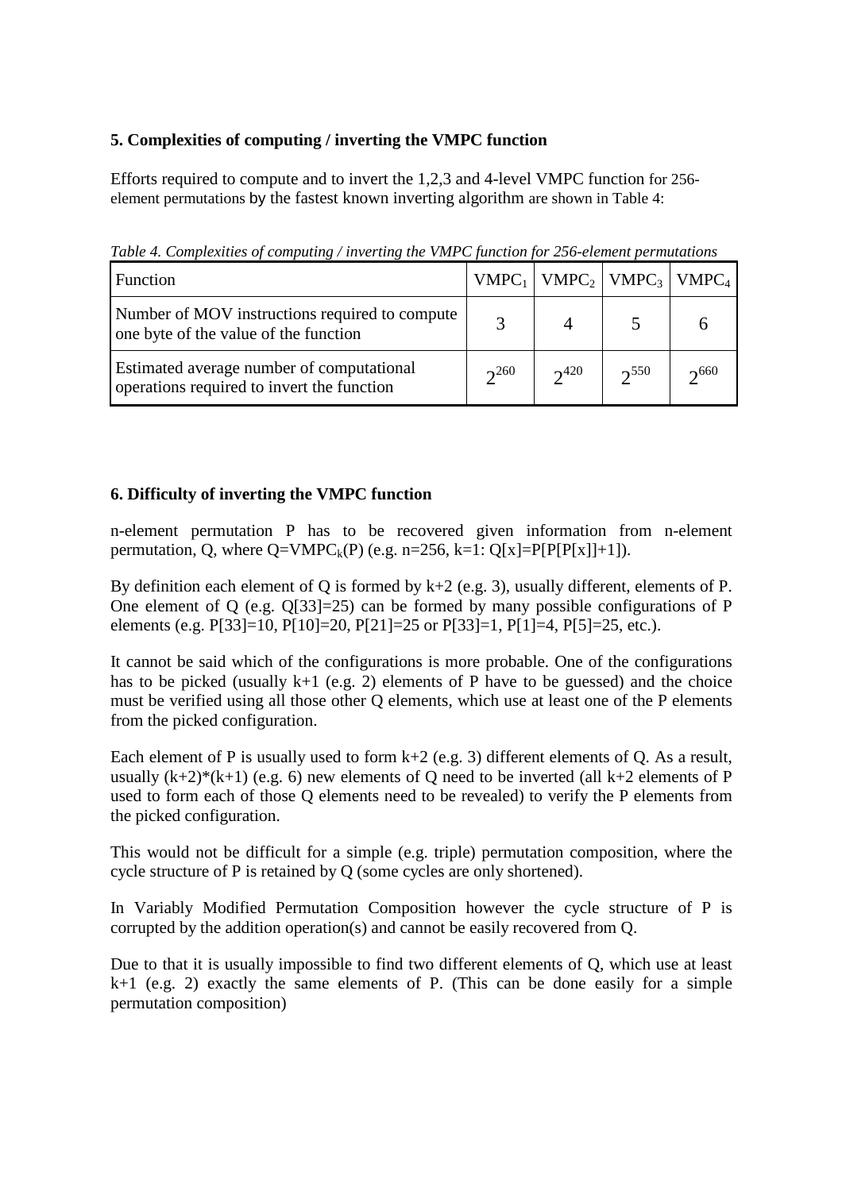## 5. Complexities of computing / inverting the VMPC function

Efforts required to compute and to invert the 1,2,3 and 4-level VMPC function for 256-element permutations by the fastest known inverting algorithm are shown in Table 4:

*Table 4. Complexities of computing / inverting the VMPC function for 256-element permutations*

| Function | $VMPC_1$ | $VMPC_2$ | $VMPC_3$ | $VMPC_4$ |
|---|---|---|---|---|
| Number of MOV instructions required to compute one byte of the value of the function | 3 | 4 | 5 | 6 |
| Estimated average number of computational operations required to invert the function | $2^{260}$ | $2^{420}$ | $2^{550}$ | $2^{660}$ |

## 6. Difficulty of inverting the VMPC function

n-element permutation P has to be recovered given information from n-element permutation, Q, where $Q=VMPC_k(P)$ (e.g. n=256, k=1: Q[x]=P[P[P[x]]+1]).

By definition each element of Q is formed by k+2 (e.g. 3), usually different, elements of P. One element of Q (e.g. Q[33]=25) can be formed by many possible configurations of P elements (e.g. P[33]=10, P[10]=20, P[21]=25 or P[33]=1, P[1]=4, P[5]=25, etc.).

It cannot be said which of the configurations is more probable. One of the configurations has to be picked (usually k+1 (e.g. 2) elements of P have to be guessed) and the choice must be verified using all those other Q elements, which use at least one of the P elements from the picked configuration.

Each element of P is usually used to form k+2 (e.g. 3) different elements of Q. As a result, usually (k+2)*(k+1) (e.g. 6) new elements of Q need to be inverted (all k+2 elements of P used to form each of those Q elements need to be revealed) to verify the P elements from the picked configuration.

This would not be difficult for a simple (e.g. triple) permutation composition, where the cycle structure of P is retained by Q (some cycles are only shortened).

In Variably Modified Permutation Composition however the cycle structure of P is corrupted by the addition operation(s) and cannot be easily recovered from Q.

Due to that it is usually impossible to find two different elements of Q, which use at least k+1 (e.g. 2) exactly the same elements of P. (This can be done easily for a simple permutation composition)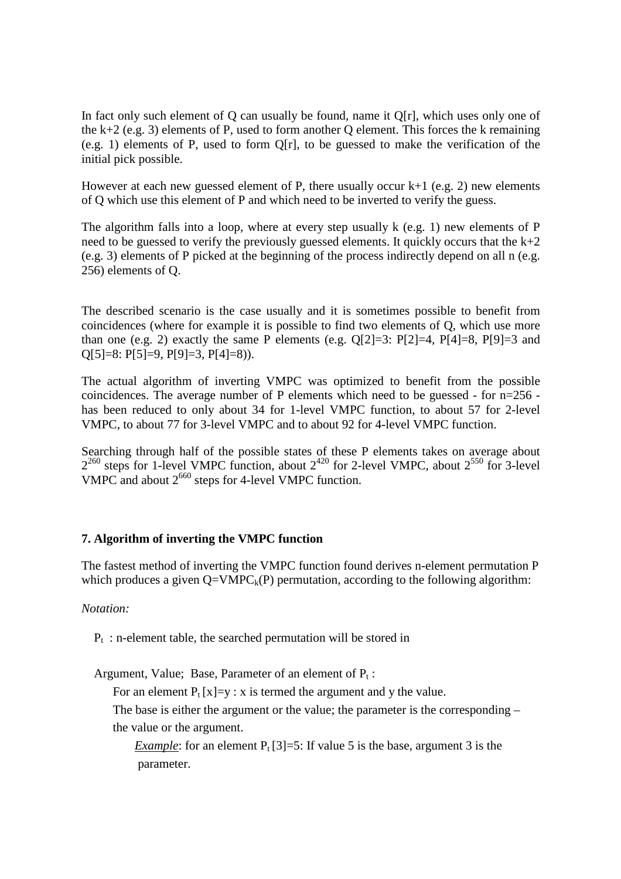In fact only such element of Q can usually be found, name it Q[r], which uses only one of the k+2 (e.g. 3) elements of P, used to form another Q element. This forces the k remaining (e.g. 1) elements of P, used to form Q[r], to be guessed to make the verification of the initial pick possible.

However at each new guessed element of P, there usually occur k+1 (e.g. 2) new elements of Q which use this element of P and which need to be inverted to verify the guess.

The algorithm falls into a loop, where at every step usually k (e.g. 1) new elements of P need to be guessed to verify the previously guessed elements. It quickly occurs that the k+2 (e.g. 3) elements of P picked at the beginning of the process indirectly depend on all n (e.g. 256) elements of Q.

The described scenario is the case usually and it is sometimes possible to benefit from coincidences (where for example it is possible to find two elements of Q, which use more than one (e.g. 2) exactly the same P elements (e.g. Q[2]=3: P[2]=4, P[4]=8, P[9]=3 and Q[5]=8: P[5]=9, P[9]=3, P[4]=8)).

The actual algorithm of inverting VMPC was optimized to benefit from the possible coincidences. The average number of P elements which need to be guessed - for n=256 - has been reduced to only about 34 for 1-level VMPC function, to about 57 for 2-level VMPC, to about 77 for 3-level VMPC and to about 92 for 4-level VMPC function.

Searching through half of the possible states of these P elements takes on average about $2^{260}$ steps for 1-level VMPC function, about $2^{420}$ for 2-level VMPC, about $2^{550}$ for 3-level VMPC and about $2^{660}$ steps for 4-level VMPC function.

## 7. Algorithm of inverting the VMPC function

The fastest method of inverting the VMPC function found derives n-element permutation P which produces a given $Q=VMPC_k(P)$ permutation, according to the following algorithm:

*Notation:*

$P_t$ : n-element table, the searched permutation will be stored in

Argument, Value; Base, Parameter of an element of $P_t$ :

For an element $P_t[x]=y$ : x is termed the argument and y the value.

The base is either the argument or the value; the parameter is the corresponding – the value or the argument.

*Example*: for an element $P_t[3]=5$: If value 5 is the base, argument 3 is the parameter.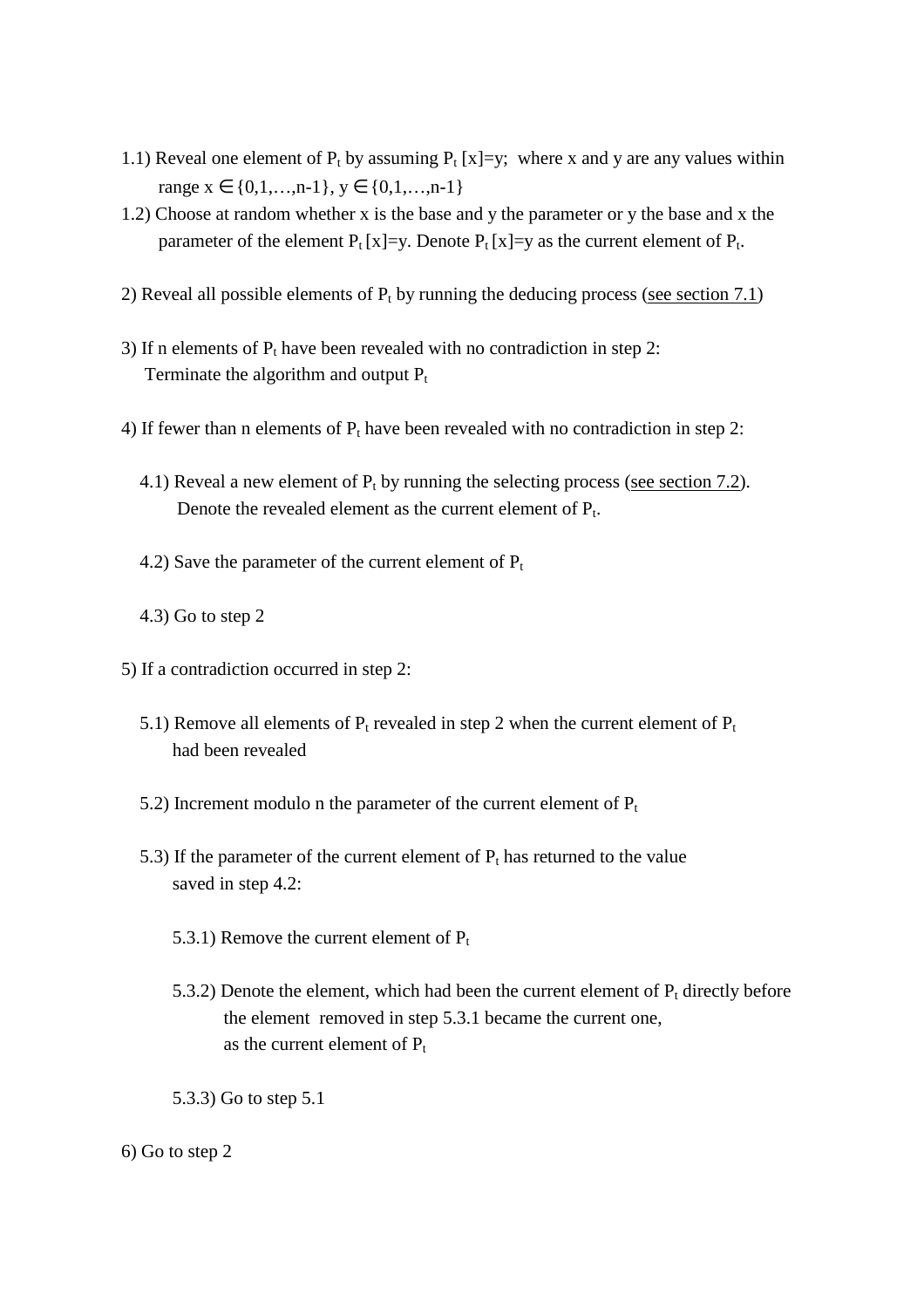1.1) Reveal one element of $P_t$ by assuming $P_t[x]=y$; where x and y are any values within range $x \in \{0,1,\ldots,n-1\}$, $y \in \{0,1,\ldots,n-1\}$

1.2) Choose at random whether x is the base and y the parameter or y the base and x the parameter of the element $P_t[x]=y$. Denote $P_t[x]=y$ as the current element of $P_t$.

2) Reveal all possible elements of $P_t$ by running the deducing process (see section 7.1)

3) If n elements of $P_t$ have been revealed with no contradiction in step 2:
   Terminate the algorithm and output $P_t$

4) If fewer than n elements of $P_t$ have been revealed with no contradiction in step 2:

   4.1) Reveal a new element of $P_t$ by running the selecting process (see section 7.2). Denote the revealed element as the current element of $P_t$.

   4.2) Save the parameter of the current element of $P_t$

   4.3) Go to step 2

5) If a contradiction occurred in step 2:

   5.1) Remove all elements of $P_t$ revealed in step 2 when the current element of $P_t$ had been revealed

   5.2) Increment modulo n the parameter of the current element of $P_t$

   5.3) If the parameter of the current element of $P_t$ has returned to the value saved in step 4.2:

      5.3.1) Remove the current element of $P_t$

      5.3.2) Denote the element, which had been the current element of $P_t$ directly before the element removed in step 5.3.1 became the current one, as the current element of $P_t$

      5.3.3) Go to step 5.1

6) Go to step 2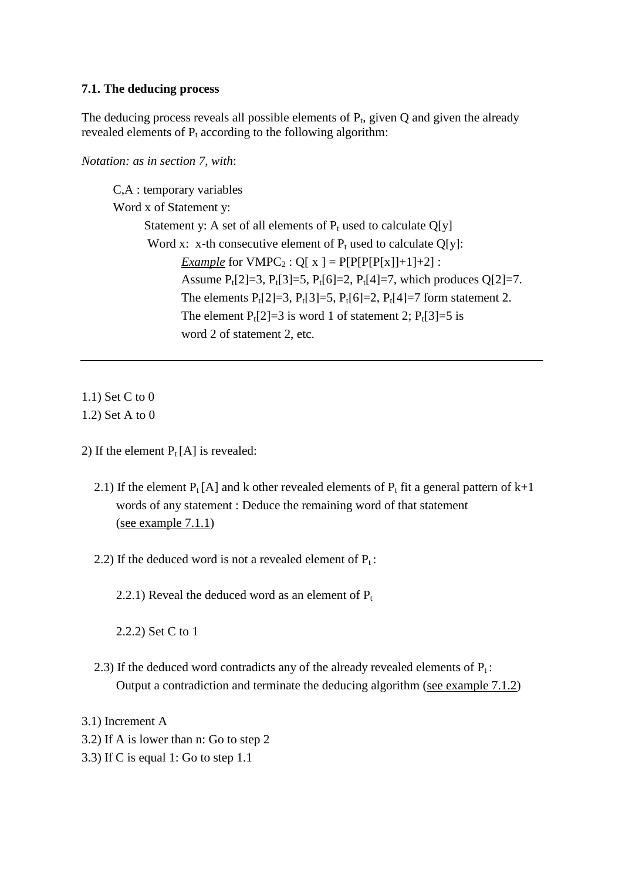### 7.1. The deducing process

The deducing process reveals all possible elements of $P_t$, given Q and given the already revealed elements of $P_t$ according to the following algorithm:

*Notation: as in section 7, with*:

> C,A : temporary variables
>
> Word x of Statement y:
>
> > Statement y: A set of all elements of $P_t$ used to calculate Q[y]
> >
> > Word x: x-th consecutive element of $P_t$ used to calculate Q[y]:
> >
> > > *Example* for $VMPC_2$ : Q[ x ] = P[P[P[P[x]]+1]+2] :
> > > Assume $P_t[2]=3$, $P_t[3]=5$, $P_t[6]=2$, $P_t[4]=7$, which produces Q[2]=7.
> > > The elements $P_t[2]=3$, $P_t[3]=5$, $P_t[6]=2$, $P_t[4]=7$ form statement 2.
> > > The element $P_t[2]=3$ is word 1 of statement 2; $P_t[3]=5$ is word 2 of statement 2, etc.

---

1.1) Set C to 0
1.2) Set A to 0

2) If the element $P_t$ [A] is revealed:

2.1) If the element $P_t$ [A] and k other revealed elements of $P_t$ fit a general pattern of k+1 words of any statement : Deduce the remaining word of that statement (see example 7.1.1)

2.2) If the deduced word is not a revealed element of $P_t$ :

2.2.1) Reveal the deduced word as an element of $P_t$

2.2.2) Set C to 1

2.3) If the deduced word contradicts any of the already revealed elements of $P_t$ : Output a contradiction and terminate the deducing algorithm (see example 7.1.2)

3.1) Increment A
3.2) If A is lower than n: Go to step 2
3.3) If C is equal 1: Go to step 1.1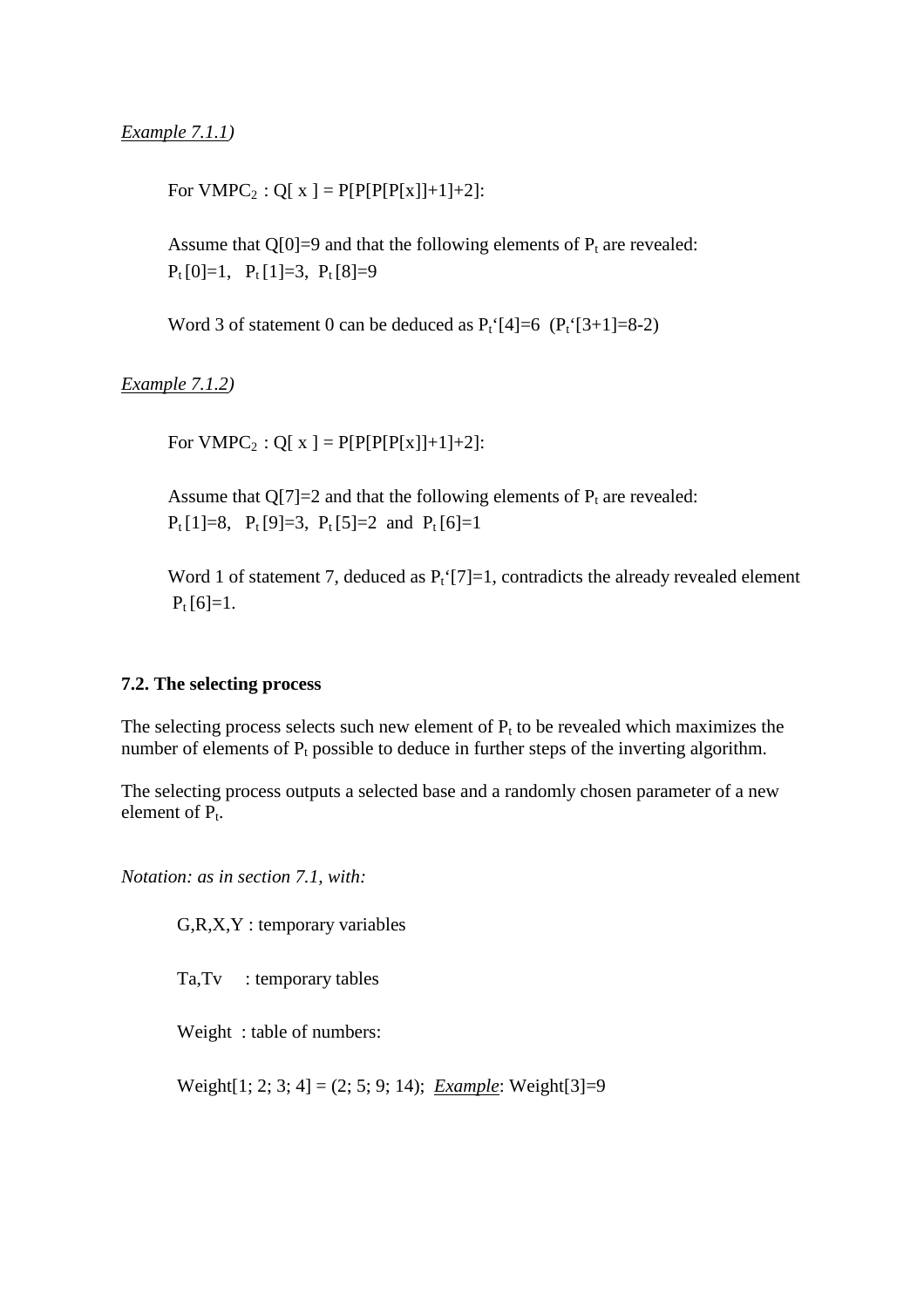*Example 7.1.1)*

For $VMPC_2$ : Q[ x ] = P[P[P[P[x]]+1]+2]:

Assume that Q[0]=9 and that the following elements of $P_t$ are revealed:
$P_t$ [0]=1,  $P_t$ [1]=3,  $P_t$ [8]=9

Word 3 of statement 0 can be deduced as $P_t$'[4]=6  ($P_t$'[3+1]=8-2)

*Example 7.1.2)*

For $VMPC_2$ : Q[ x ] = P[P[P[P[x]]+1]+2]:

Assume that Q[7]=2 and that the following elements of $P_t$ are revealed:
$P_t$ [1]=8,  $P_t$ [9]=3,  $P_t$ [5]=2  and  $P_t$ [6]=1

Word 1 of statement 7, deduced as $P_t$'[7]=1, contradicts the already revealed element $P_t$ [6]=1.

### 7.2. The selecting process

The selecting process selects such new element of $P_t$ to be revealed which maximizes the number of elements of $P_t$ possible to deduce in further steps of the inverting algorithm.

The selecting process outputs a selected base and a randomly chosen parameter of a new element of $P_t$.

*Notation: as in section 7.1, with:*

G,R,X,Y : temporary variables

Ta,Tv   : temporary tables

Weight  : table of numbers:

Weight[1; 2; 3; 4] = (2; 5; 9; 14);  *Example*: Weight[3]=9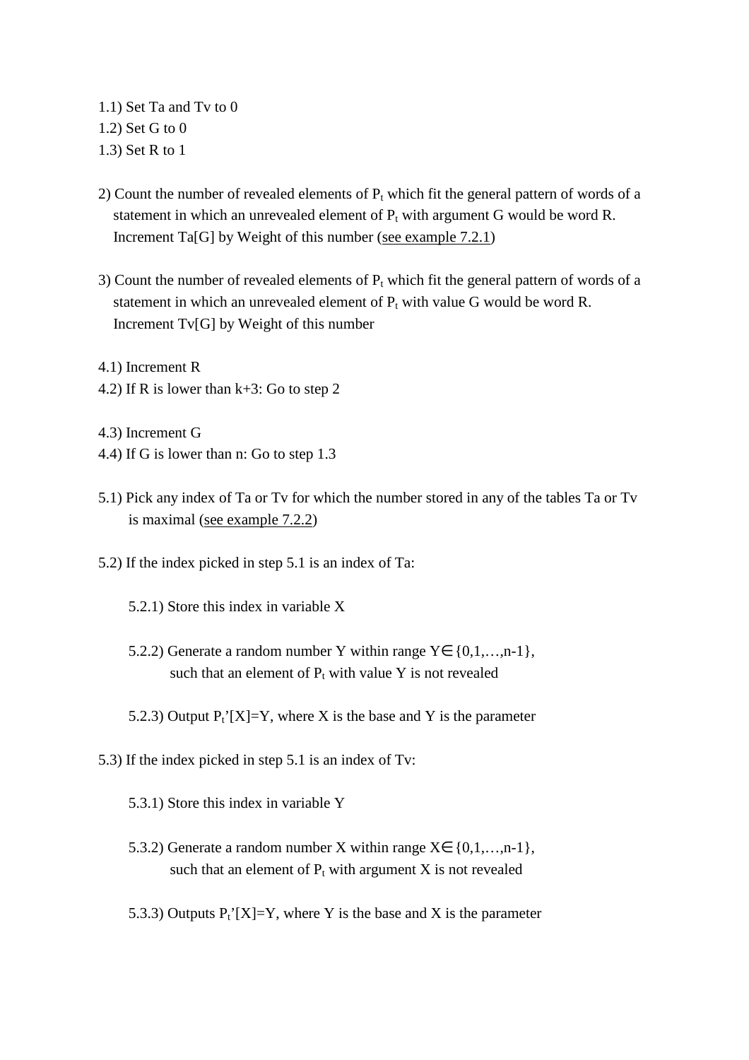1.1) Set Ta and Tv to 0
1.2) Set G to 0
1.3) Set R to 1

2) Count the number of revealed elements of $P_t$ which fit the general pattern of words of a statement in which an unrevealed element of $P_t$ with argument G would be word R. Increment Ta[G] by Weight of this number (see example 7.2.1)

3) Count the number of revealed elements of $P_t$ which fit the general pattern of words of a statement in which an unrevealed element of $P_t$ with value G would be word R. Increment Tv[G] by Weight of this number

4.1) Increment R
4.2) If R is lower than k+3: Go to step 2

4.3) Increment G
4.4) If G is lower than n: Go to step 1.3

5.1) Pick any index of Ta or Tv for which the number stored in any of the tables Ta or Tv is maximal (see example 7.2.2)

5.2) If the index picked in step 5.1 is an index of Ta:

 5.2.1) Store this index in variable X

 5.2.2) Generate a random number Y within range $Y \in \{0,1,\ldots,n-1\}$, such that an element of $P_t$ with value Y is not revealed

 5.2.3) Output $P_t$'[X]=Y, where X is the base and Y is the parameter

5.3) If the index picked in step 5.1 is an index of Tv:

 5.3.1) Store this index in variable Y

 5.3.2) Generate a random number X within range $X \in \{0,1,\ldots,n-1\}$, such that an element of $P_t$ with argument X is not revealed

 5.3.3) Outputs $P_t$'[X]=Y, where Y is the base and X is the parameter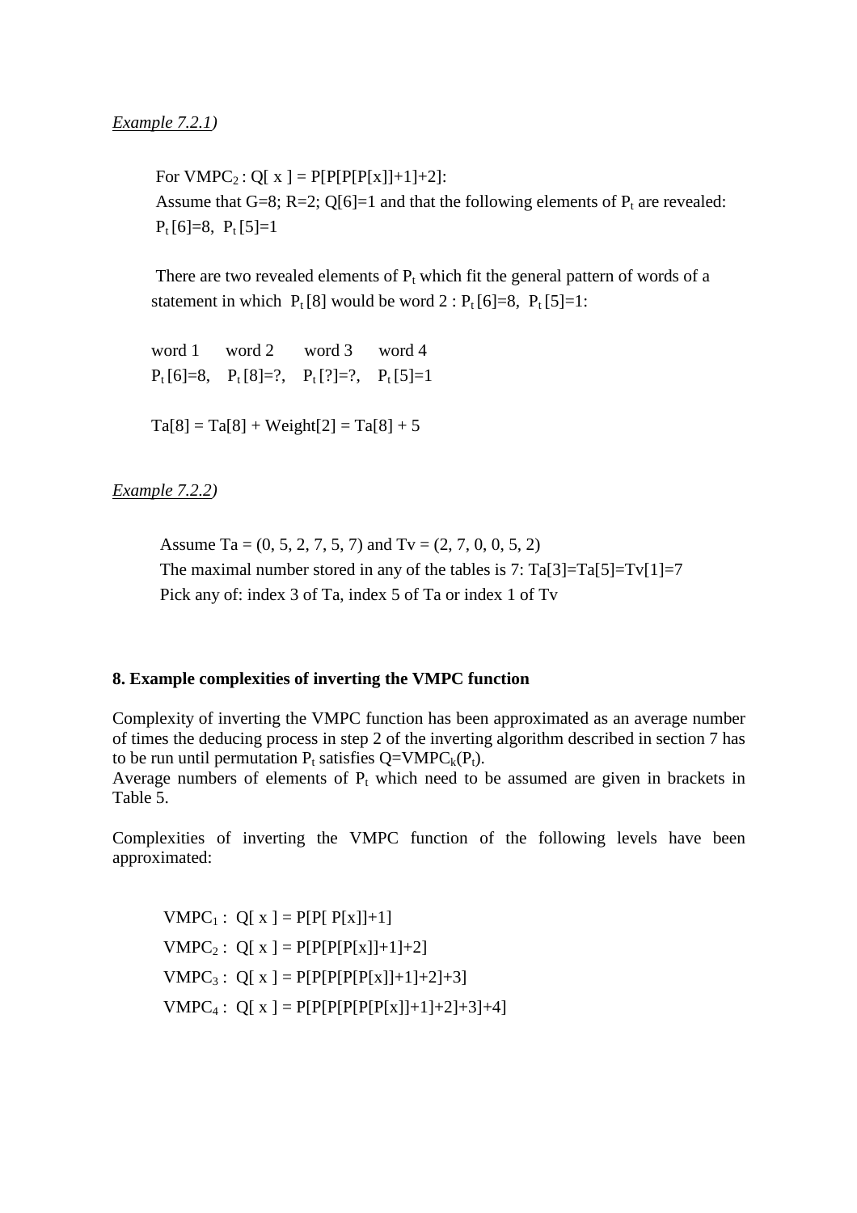*Example 7.2.1)*

For $VMPC_2$ : Q[ x ] = P[P[P[P[x]]+1]+2]:
Assume that G=8; R=2; Q[6]=1 and that the following elements of $P_t$ are revealed:
$P_t$ [6]=8, $P_t$ [5]=1

There are two revealed elements of $P_t$ which fit the general pattern of words of a statement in which $P_t$ [8] would be word 2 : $P_t$ [6]=8, $P_t$ [5]=1:

| word 1 | word 2 | word 3 | word 4 |
|---|---|---|---|
| $P_t$ [6]=8, | $P_t$ [8]=?, | $P_t$ [?]=?, | $P_t$ [5]=1 |

Ta[8] = Ta[8] + Weight[2] = Ta[8] + 5

*Example 7.2.2)*

Assume Ta = (0, 5, 2, 7, 5, 7) and Tv = (2, 7, 0, 0, 5, 2)
The maximal number stored in any of the tables is 7: Ta[3]=Ta[5]=Tv[1]=7
Pick any of: index 3 of Ta, index 5 of Ta or index 1 of Tv

**8. Example complexities of inverting the VMPC function**

Complexity of inverting the VMPC function has been approximated as an average number of times the deducing process in step 2 of the inverting algorithm described in section 7 has to be run until permutation $P_t$ satisfies Q=$VMPC_k$($P_t$).
Average numbers of elements of $P_t$ which need to be assumed are given in brackets in Table 5.

Complexities of inverting the VMPC function of the following levels have been approximated:

$VMPC_1$ : Q[ x ] = P[P[ P[x]]+1]
$VMPC_2$ : Q[ x ] = P[P[P[P[x]]+1]+2]
$VMPC_3$ : Q[ x ] = P[P[P[P[P[x]]+1]+2]+3]
$VMPC_4$ : Q[ x ] = P[P[P[P[P[P[x]]+1]+2]+3]+4]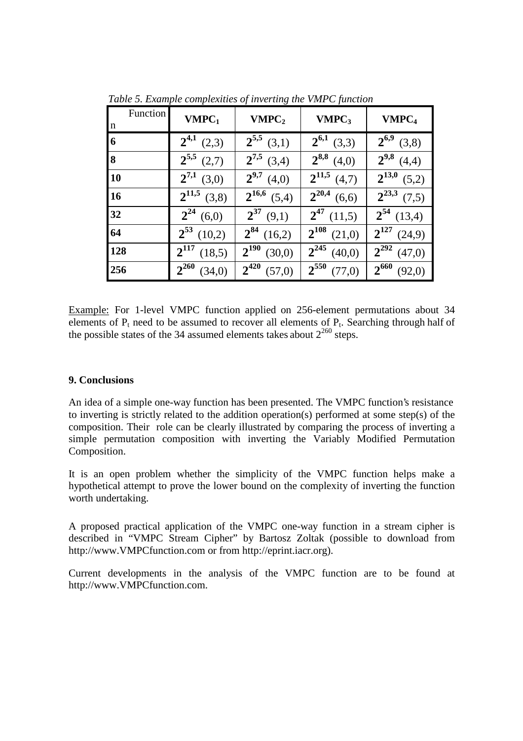*Table 5. Example complexities of inverting the VMPC function*

| Function / n | $VMPC_1$ | $VMPC_2$ | $VMPC_3$ | $VMPC_4$ |
|---|---|---|---|---|
| **6** | $2^{4,1}$ (2,3) | $2^{5,5}$ (3,1) | $2^{6,1}$ (3,3) | $2^{6,9}$ (3,8) |
| **8** | $2^{5,5}$ (2,7) | $2^{7,5}$ (3,4) | $2^{8,8}$ (4,0) | $2^{9,8}$ (4,4) |
| **10** | $2^{7,1}$ (3,0) | $2^{9,7}$ (4,0) | $2^{11,5}$ (4,7) | $2^{13,0}$ (5,2) |
| **16** | $2^{11,5}$ (3,8) | $2^{16,6}$ (5,4) | $2^{20,4}$ (6,6) | $2^{23,3}$ (7,5) |
| **32** | $2^{24}$ (6,0) | $2^{37}$ (9,1) | $2^{47}$ (11,5) | $2^{54}$ (13,4) |
| **64** | $2^{53}$ (10,2) | $2^{84}$ (16,2) | $2^{108}$ (21,0) | $2^{127}$ (24,9) |
| **128** | $2^{117}$ (18,5) | $2^{190}$ (30,0) | $2^{245}$ (40,0) | $2^{292}$ (47,0) |
| **256** | $2^{260}$ (34,0) | $2^{420}$ (57,0) | $2^{550}$ (77,0) | $2^{660}$ (92,0) |

Example: For 1-level VMPC function applied on 256-element permutations about 34 elements of $P_t$ need to be assumed to recover all elements of $P_t$. Searching through half of the possible states of the 34 assumed elements takes about $2^{260}$ steps.

### 9. Conclusions

An idea of a simple one-way function has been presented. The VMPC function's resistance to inverting is strictly related to the addition operation(s) performed at some step(s) of the composition. Their role can be clearly illustrated by comparing the process of inverting a simple permutation composition with inverting the Variably Modified Permutation Composition.

It is an open problem whether the simplicity of the VMPC function helps make a hypothetical attempt to prove the lower bound on the complexity of inverting the function worth undertaking.

A proposed practical application of the VMPC one-way function in a stream cipher is described in "VMPC Stream Cipher" by Bartosz Zoltak (possible to download from http://www.VMPCfunction.com or from http://eprint.iacr.org).

Current developments in the analysis of the VMPC function are to be found at http://www.VMPCfunction.com.